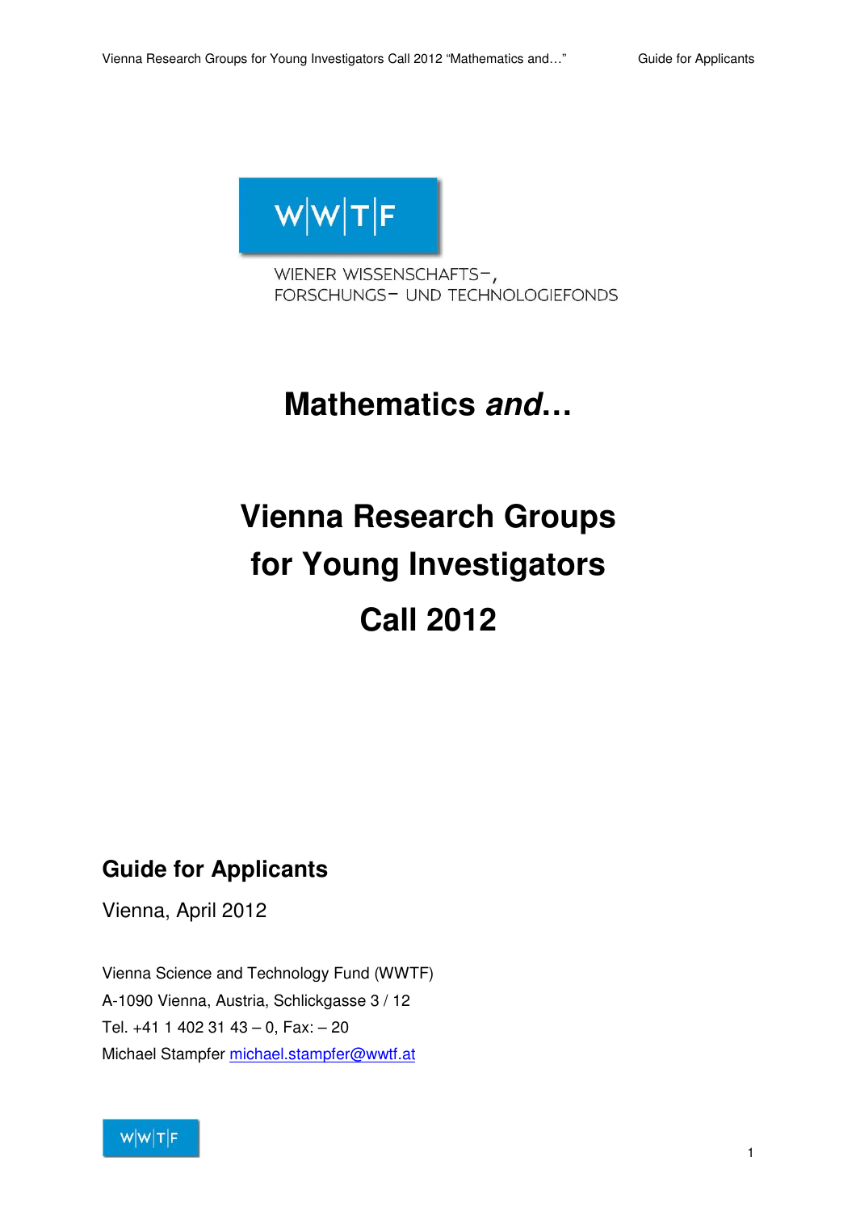WIENER WISSENSCHAFTS–, FORSCHUNGS– UND TECHNOLOGIEFONDS

# Mathematics *and*…

# Vienna Research Groups for Young Investigators Call 2012

## Guide for Applicants

Vienna, April 2012

Vienna Science and Technology Fund (WWTF)
A-1090 Vienna, Austria, Schlickgasse 3 / 12
Tel. +41 1 402 31 43 – 0, Fax: – 20
Michael Stampfer michael.stampfer@wwtf.at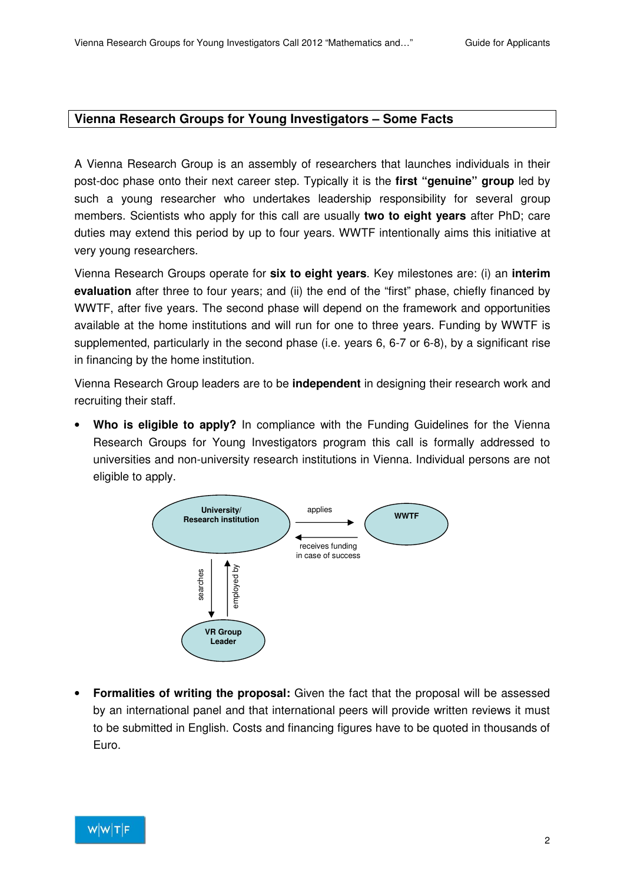## Vienna Research Groups for Young Investigators – Some Facts

A Vienna Research Group is an assembly of researchers that launches individuals in their post-doc phase onto their next career step. Typically it is the **first "genuine" group** led by such a young researcher who undertakes leadership responsibility for several group members. Scientists who apply for this call are usually **two to eight years** after PhD; care duties may extend this period by up to four years. WWTF intentionally aims this initiative at very young researchers.

Vienna Research Groups operate for **six to eight years**. Key milestones are: (i) an **interim evaluation** after three to four years; and (ii) the end of the "first" phase, chiefly financed by WWTF, after five years. The second phase will depend on the framework and opportunities available at the home institutions and will run for one to three years. Funding by WWTF is supplemented, particularly in the second phase (i.e. years 6, 6-7 or 6-8), by a significant rise in financing by the home institution.

Vienna Research Group leaders are to be **independent** in designing their research work and recruiting their staff.

- **Who is eligible to apply?** In compliance with the Funding Guidelines for the Vienna Research Groups for Young Investigators program this call is formally addressed to universities and non-university research institutions in Vienna. Individual persons are not eligible to apply.

University/ Research institution

applies

WWTF

receives funding in case of success

searches

employed by

VR Group Leader

- **Formalities of writing the proposal:** Given the fact that the proposal will be assessed by an international panel and that international peers will provide written reviews it must to be submitted in English. Costs and financing figures have to be quoted in thousands of Euro.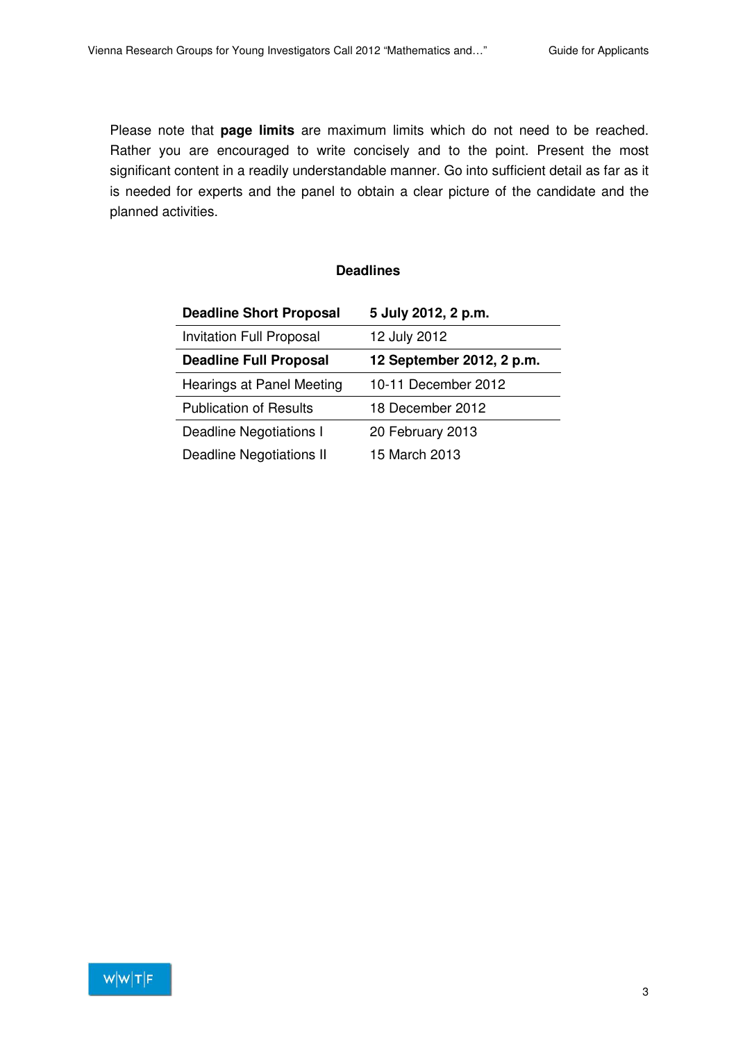Please note that **page limits** are maximum limits which do not need to be reached. Rather you are encouraged to write concisely and to the point. Present the most significant content in a readily understandable manner. Go into sufficient detail as far as it is needed for experts and the panel to obtain a clear picture of the candidate and the planned activities.

### Deadlines

| | |
|---|---|
| **Deadline Short Proposal** | **5 July 2012, 2 p.m.** |
| Invitation Full Proposal | 12 July 2012 |
| **Deadline Full Proposal** | **12 September 2012, 2 p.m.** |
| Hearings at Panel Meeting | 10-11 December 2012 |
| Publication of Results | 18 December 2012 |
| Deadline Negotiations I | 20 February 2013 |
| Deadline Negotiations II | 15 March 2013 |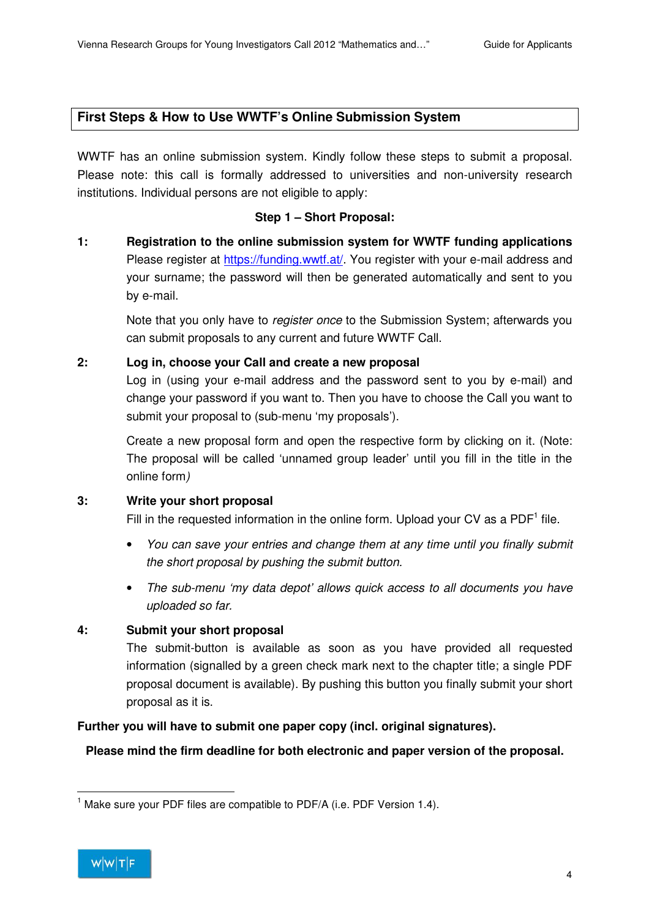## First Steps & How to Use WWTF's Online Submission System

WWTF has an online submission system. Kindly follow these steps to submit a proposal. Please note: this call is formally addressed to universities and non-university research institutions. Individual persons are not eligible to apply:

**Step 1 – Short Proposal:**

**1: Registration to the online submission system for WWTF funding applications**
Please register at https://funding.wwtf.at/. You register with your e-mail address and your surname; the password will then be generated automatically and sent to you by e-mail.

Note that you only have to *register once* to the Submission System; afterwards you can submit proposals to any current and future WWTF Call.

**2: Log in, choose your Call and create a new proposal**
Log in (using your e-mail address and the password sent to you by e-mail) and change your password if you want to. Then you have to choose the Call you want to submit your proposal to (sub-menu 'my proposals').

Create a new proposal form and open the respective form by clicking on it. (Note: The proposal will be called 'unnamed group leader' until you fill in the title in the online form*)*

**3: Write your short proposal**
Fill in the requested information in the online form. Upload your CV as a PDF[1] file.

- *You can save your entries and change them at any time until you finally submit the short proposal by pushing the submit button.*
- *The sub-menu 'my data depot' allows quick access to all documents you have uploaded so far.*

**4: Submit your short proposal**
The submit-button is available as soon as you have provided all requested information (signalled by a green check mark next to the chapter title; a single PDF proposal document is available). By pushing this button you finally submit your short proposal as it is.

**Further you will have to submit one paper copy (incl. original signatures).**

**Please mind the firm deadline for both electronic and paper version of the proposal.**

[1] Make sure your PDF files are compatible to PDF/A (i.e. PDF Version 1.4).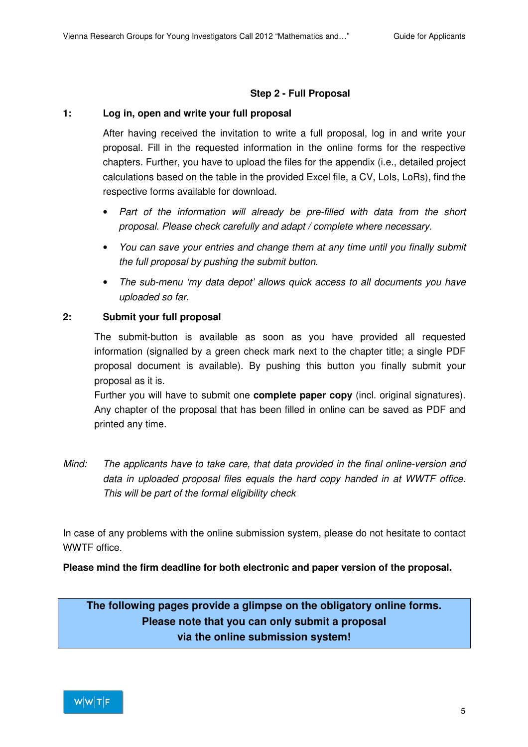## Step 2 - Full Proposal

### 1: Log in, open and write your full proposal

After having received the invitation to write a full proposal, log in and write your proposal. Fill in the requested information in the online forms for the respective chapters. Further, you have to upload the files for the appendix (i.e., detailed project calculations based on the table in the provided Excel file, a CV, LoIs, LoRs), find the respective forms available for download.

- *Part of the information will already be pre-filled with data from the short proposal. Please check carefully and adapt / complete where necessary.*
- *You can save your entries and change them at any time until you finally submit the full proposal by pushing the submit button.*
- *The sub-menu 'my data depot' allows quick access to all documents you have uploaded so far.*

### 2: Submit your full proposal

The submit-button is available as soon as you have provided all requested information (signalled by a green check mark next to the chapter title; a single PDF proposal document is available). By pushing this button you finally submit your proposal as it is.

Further you will have to submit one **complete paper copy** (incl. original signatures). Any chapter of the proposal that has been filled in online can be saved as PDF and printed any time.

*Mind: The applicants have to take care, that data provided in the final online-version and data in uploaded proposal files equals the hard copy handed in at WWTF office. This will be part of the formal eligibility check*

In case of any problems with the online submission system, please do not hesitate to contact WWTF office.

**Please mind the firm deadline for both electronic and paper version of the proposal.**

**The following pages provide a glimpse on the obligatory online forms.**
**Please note that you can only submit a proposal**
**via the online submission system!**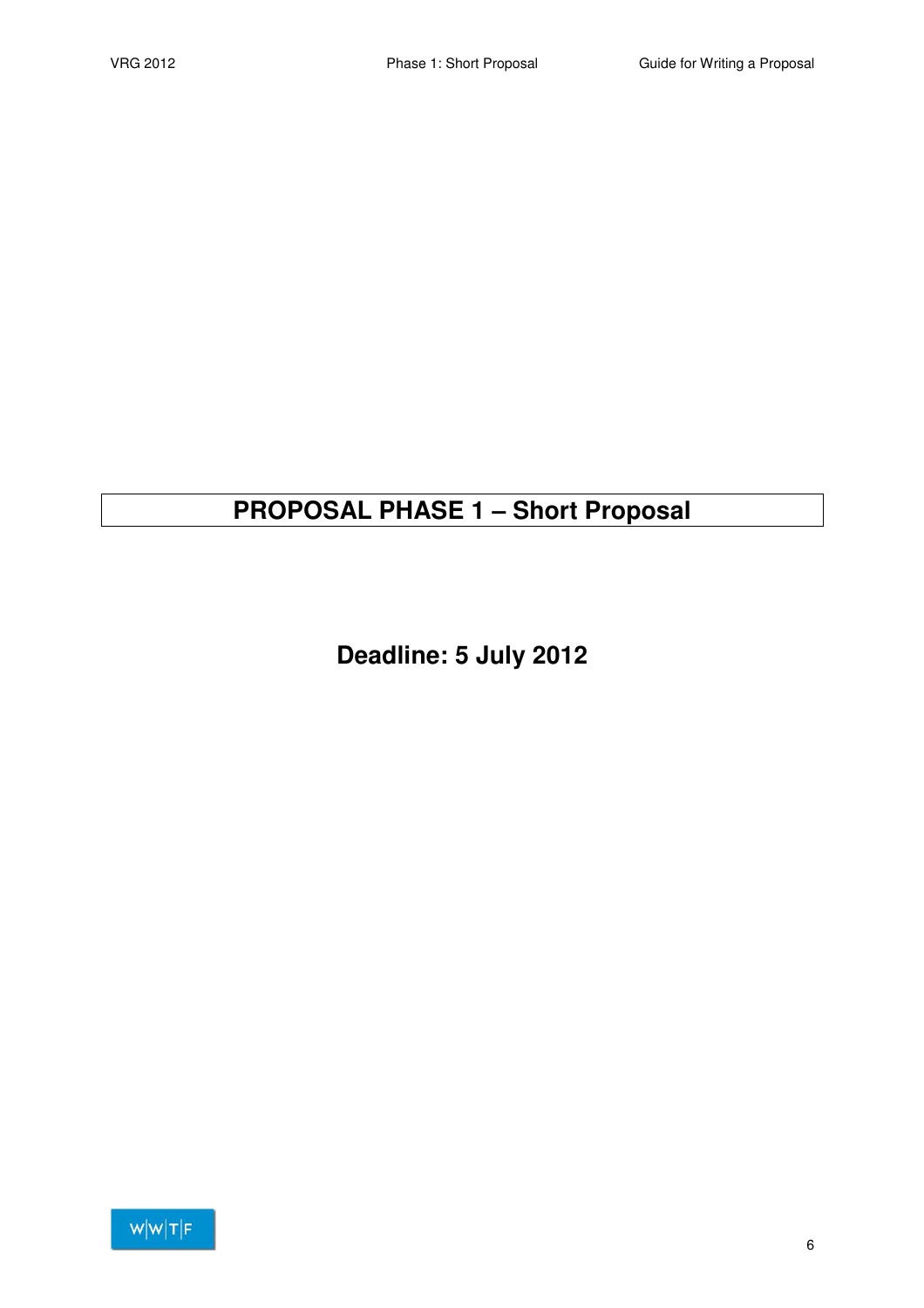# PROPOSAL PHASE 1 – Short Proposal

**Deadline: 5 July 2012**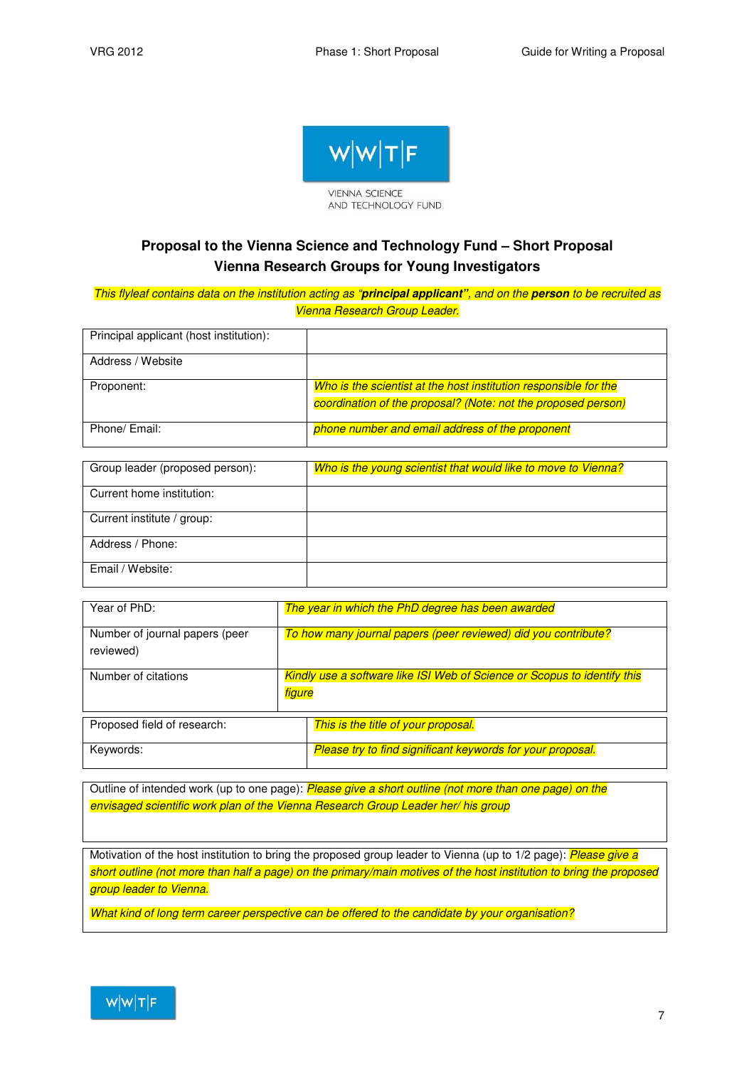VIENNA SCIENCE
AND TECHNOLOGY FUND

## Proposal to the Vienna Science and Technology Fund – Short Proposal
## Vienna Research Groups for Young Investigators

*This flyleaf contains data on the institution acting as "**principal applicant**", and on the **person** to be recruited as Vienna Research Group Leader.*

| Principal applicant (host institution): | |
|---|---|
| Address / Website | |
| Proponent: | *Who is the scientist at the host institution responsible for the coordination of the proposal? (Note: not the proposed person)* |
| Phone/ Email: | *phone number and email address of the proponent* |

| Group leader (proposed person): | *Who is the young scientist that would like to move to Vienna?* |
|---|---|
| Current home institution: | |
| Current institute / group: | |
| Address / Phone: | |
| Email / Website: | |

| Year of PhD: | *The year in which the PhD degree has been awarded* |
|---|---|
| Number of journal papers (peer reviewed) | *To how many journal papers (peer reviewed) did you contribute?* |
| Number of citations | *Kindly use a software like ISI Web of Science or Scopus to identify this figure* |

| Proposed field of research: | *This is the title of your proposal.* |
|---|---|
| Keywords: | *Please try to find significant keywords for your proposal.* |

Outline of intended work (up to one page): *Please give a short outline (not more than one page) on the envisaged scientific work plan of the Vienna Research Group Leader her/ his group*

Motivation of the host institution to bring the proposed group leader to Vienna (up to 1/2 page): *Please give a short outline (not more than half a page) on the primary/main motives of the host institution to bring the proposed group leader to Vienna.*

*What kind of long term career perspective can be offered to the candidate by your organisation?*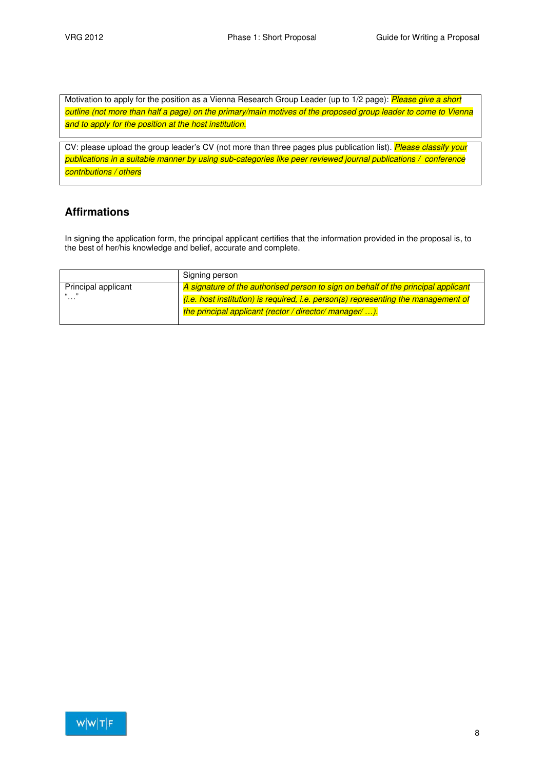| |
|---|
| Motivation to apply for the position as a Vienna Research Group Leader (up to 1/2 page): *Please give a short outline (not more than half a page) on the primary/main motives of the proposed group leader to come to Vienna and to apply for the position at the host institution.* |
| CV: please upload the group leader's CV (not more than three pages plus publication list). *Please classify your publications in a suitable manner by using sub-categories like peer reviewed journal publications / conference contributions / others* |

## Affirmations

In signing the application form, the principal applicant certifies that the information provided in the proposal is, to the best of her/his knowledge and belief, accurate and complete.

| | Signing person |
|---|---|
| Principal applicant "…" | *A signature of the authorised person to sign on behalf of the principal applicant (i.e. host institution) is required, i.e. person(s) representing the management of the principal applicant (rector / director/ manager/ …).* |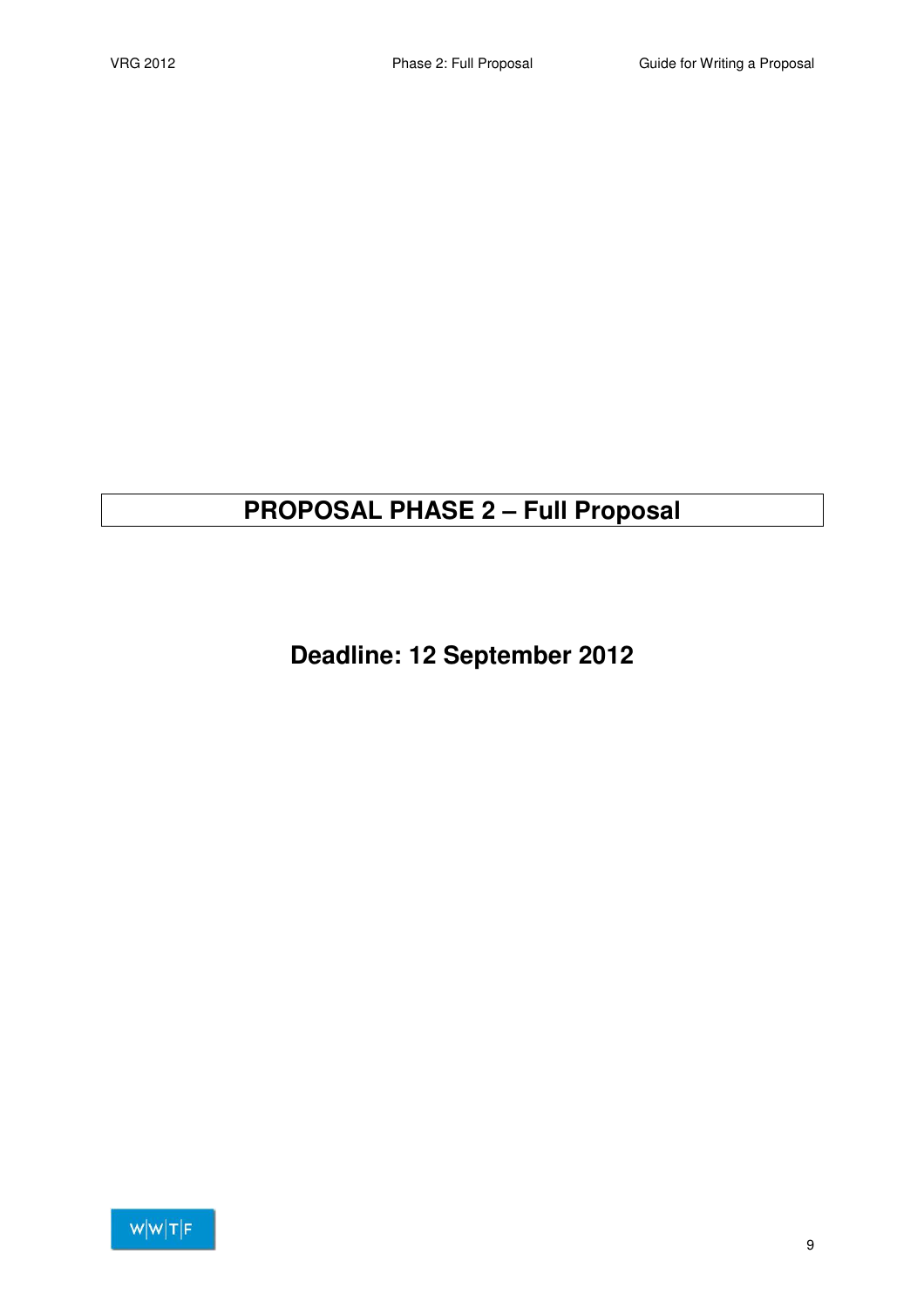# PROPOSAL PHASE 2 – Full Proposal

**Deadline: 12 September 2012**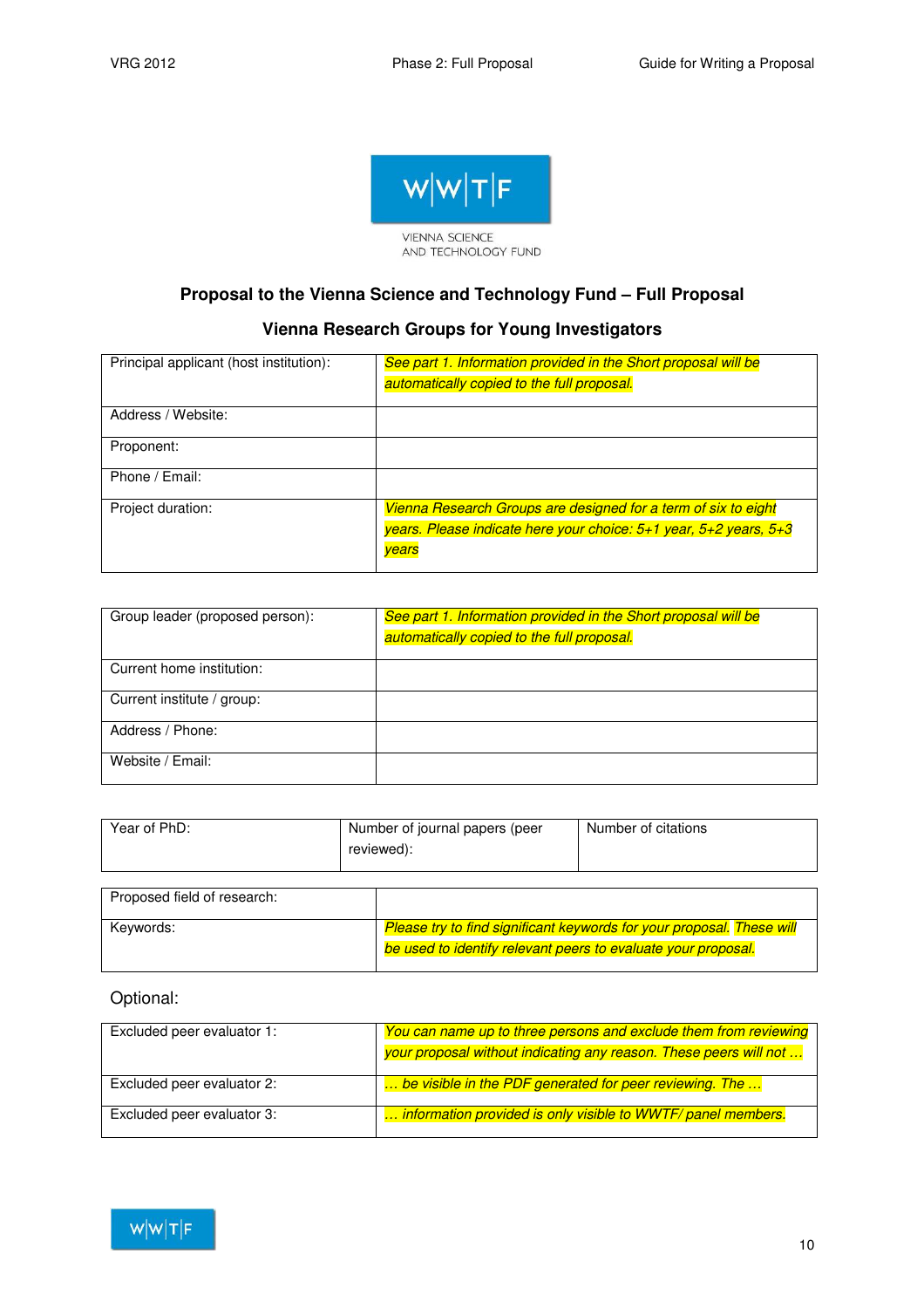VIENNA SCIENCE AND TECHNOLOGY FUND

## Proposal to the Vienna Science and Technology Fund – Full Proposal

### Vienna Research Groups for Young Investigators

| | |
|---|---|
| Principal applicant (host institution): | *See part 1. Information provided in the Short proposal will be automatically copied to the full proposal.* |
| Address / Website: | |
| Proponent: | |
| Phone / Email: | |
| Project duration: | *Vienna Research Groups are designed for a term of six to eight years. Please indicate here your choice: 5+1 year, 5+2 years, 5+3 years* |

| | |
|---|---|
| Group leader (proposed person): | *See part 1. Information provided in the Short proposal will be automatically copied to the full proposal.* |
| Current home institution: | |
| Current institute / group: | |
| Address / Phone: | |
| Website / Email: | |

| | | |
|---|---|---|
| Year of PhD: | Number of journal papers (peer reviewed): | Number of citations |

| | |
|---|---|
| Proposed field of research: | |
| Keywords: | *Please try to find significant keywords for your proposal. These will be used to identify relevant peers to evaluate your proposal.* |

Optional:

| | |
|---|---|
| Excluded peer evaluator 1: | *You can name up to three persons and exclude them from reviewing your proposal without indicating any reason. These peers will not …* |
| Excluded peer evaluator 2: | *… be visible in the PDF generated for peer reviewing. The …* |
| Excluded peer evaluator 3: | *… information provided is only visible to WWTF/ panel members.* |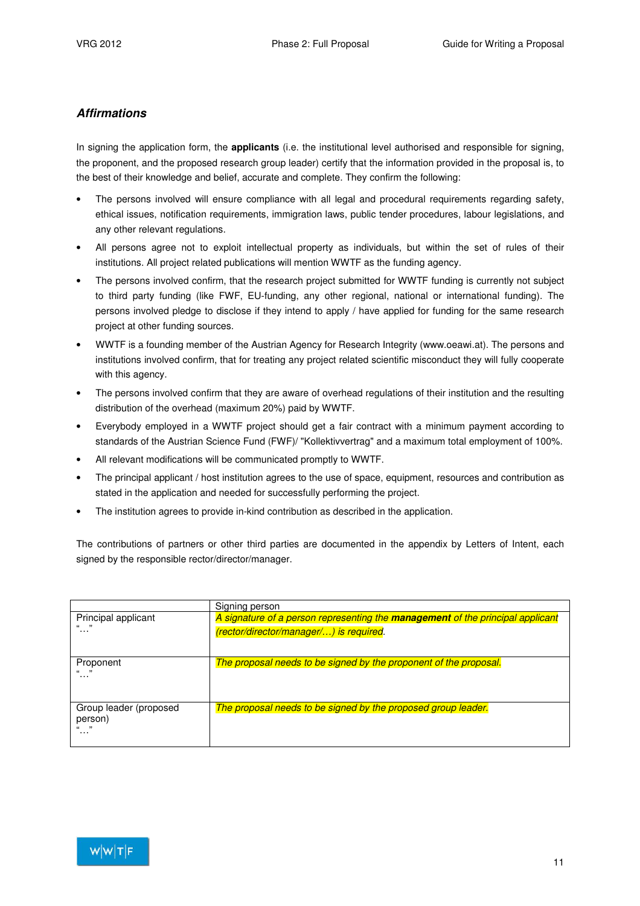### ***Affirmations***

In signing the application form, the **applicants** (i.e. the institutional level authorised and responsible for signing, the proponent, and the proposed research group leader) certify that the information provided in the proposal is, to the best of their knowledge and belief, accurate and complete. They confirm the following:

- The persons involved will ensure compliance with all legal and procedural requirements regarding safety, ethical issues, notification requirements, immigration laws, public tender procedures, labour legislations, and any other relevant regulations.
- All persons agree not to exploit intellectual property as individuals, but within the set of rules of their institutions. All project related publications will mention WWTF as the funding agency.
- The persons involved confirm, that the research project submitted for WWTF funding is currently not subject to third party funding (like FWF, EU-funding, any other regional, national or international funding). The persons involved pledge to disclose if they intend to apply / have applied for funding for the same research project at other funding sources.
- WWTF is a founding member of the Austrian Agency for Research Integrity (www.oeawi.at). The persons and institutions involved confirm, that for treating any project related scientific misconduct they will fully cooperate with this agency.
- The persons involved confirm that they are aware of overhead regulations of their institution and the resulting distribution of the overhead (maximum 20%) paid by WWTF.
- Everybody employed in a WWTF project should get a fair contract with a minimum payment according to standards of the Austrian Science Fund (FWF)/ "Kollektivvertrag" and a maximum total employment of 100%.
- All relevant modifications will be communicated promptly to WWTF.
- The principal applicant / host institution agrees to the use of space, equipment, resources and contribution as stated in the application and needed for successfully performing the project.
- The institution agrees to provide in-kind contribution as described in the application.

The contributions of partners or other third parties are documented in the appendix by Letters of Intent, each signed by the responsible rector/director/manager.

| | Signing person |
|---|---|
| Principal applicant<br>"…" | *A signature of a person representing the **management** of the principal applicant (rector/director/manager/…) is required.* |
| Proponent<br>"…" | *The proposal needs to be signed by the proponent of the proposal.* |
| Group leader (proposed person)<br>"…" | *The proposal needs to be signed by the proposed group leader.* |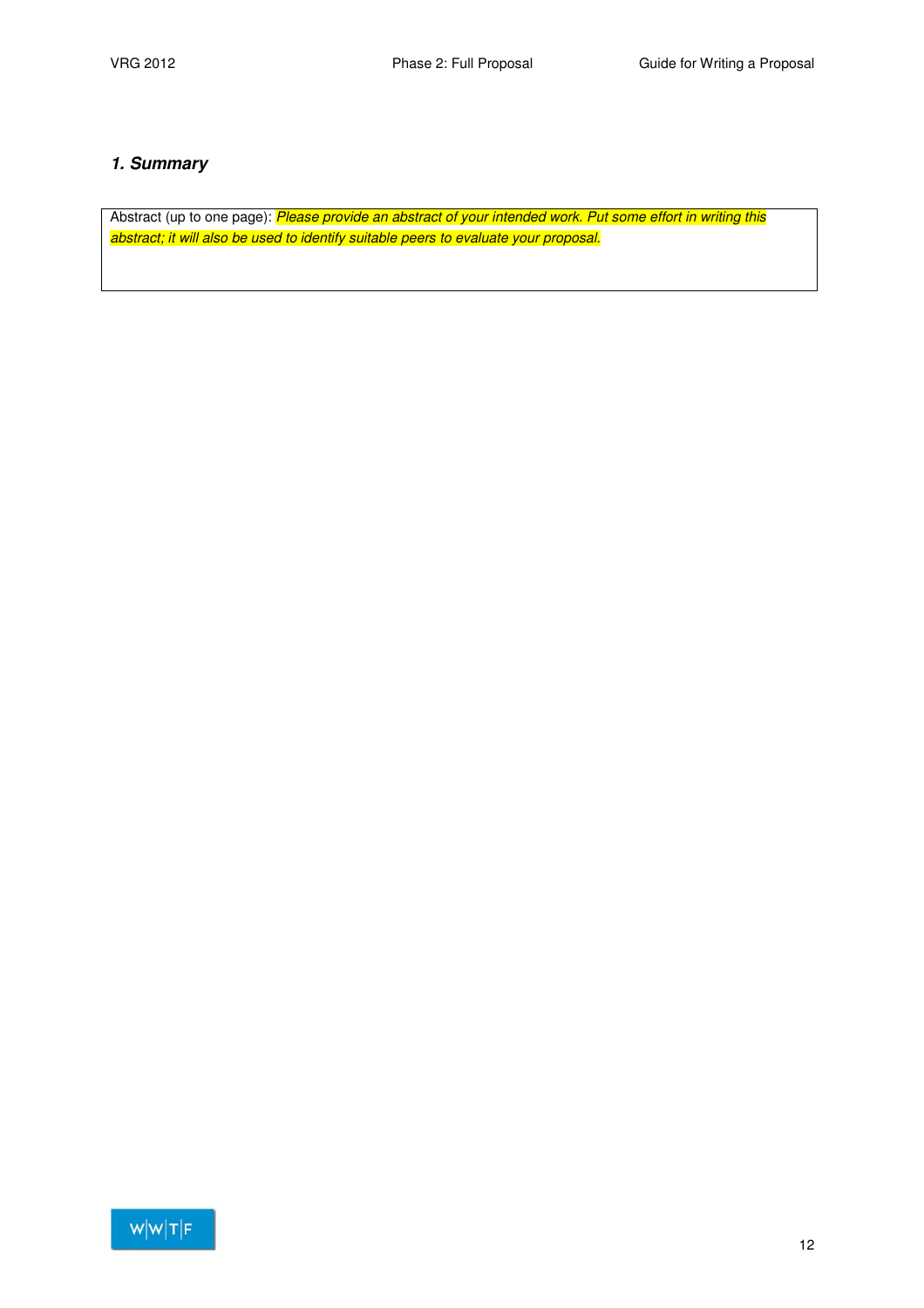### *1. Summary*

| |
|---|
| Abstract (up to one page): *Please provide an abstract of your intended work. Put some effort in writing this abstract; it will also be used to identify suitable peers to evaluate your proposal.* |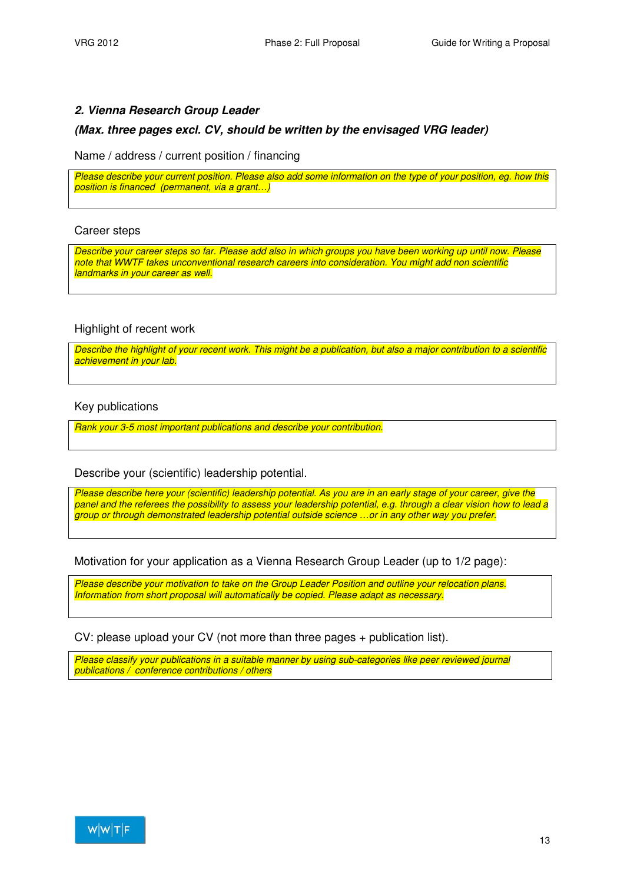## *2. Vienna Research Group Leader*

***(Max. three pages excl. CV, should be written by the envisaged VRG leader)***

Name / address / current position / financing

| |
|---|
| *Please describe your current position. Please also add some information on the type of your position, eg. how this position is financed (permanent, via a grant…)* |

Career steps

| |
|---|
| *Describe your career steps so far. Please add also in which groups you have been working up until now. Please note that WWTF takes unconventional research careers into consideration. You might add non scientific landmarks in your career as well.* |

Highlight of recent work

| |
|---|
| *Describe the highlight of your recent work. This might be a publication, but also a major contribution to a scientific achievement in your lab.* |

Key publications

| |
|---|
| *Rank your 3-5 most important publications and describe your contribution.* |

Describe your (scientific) leadership potential.

| |
|---|
| *Please describe here your (scientific) leadership potential. As you are in an early stage of your career, give the panel and the referees the possibility to assess your leadership potential, e.g. through a clear vision how to lead a group or through demonstrated leadership potential outside science …or in any other way you prefer.* |

Motivation for your application as a Vienna Research Group Leader (up to 1/2 page):

| |
|---|
| *Please describe your motivation to take on the Group Leader Position and outline your relocation plans. Information from short proposal will automatically be copied. Please adapt as necessary.* |

CV: please upload your CV (not more than three pages + publication list).

| |
|---|
| *Please classify your publications in a suitable manner by using sub-categories like peer reviewed journal publications / conference contributions / others* |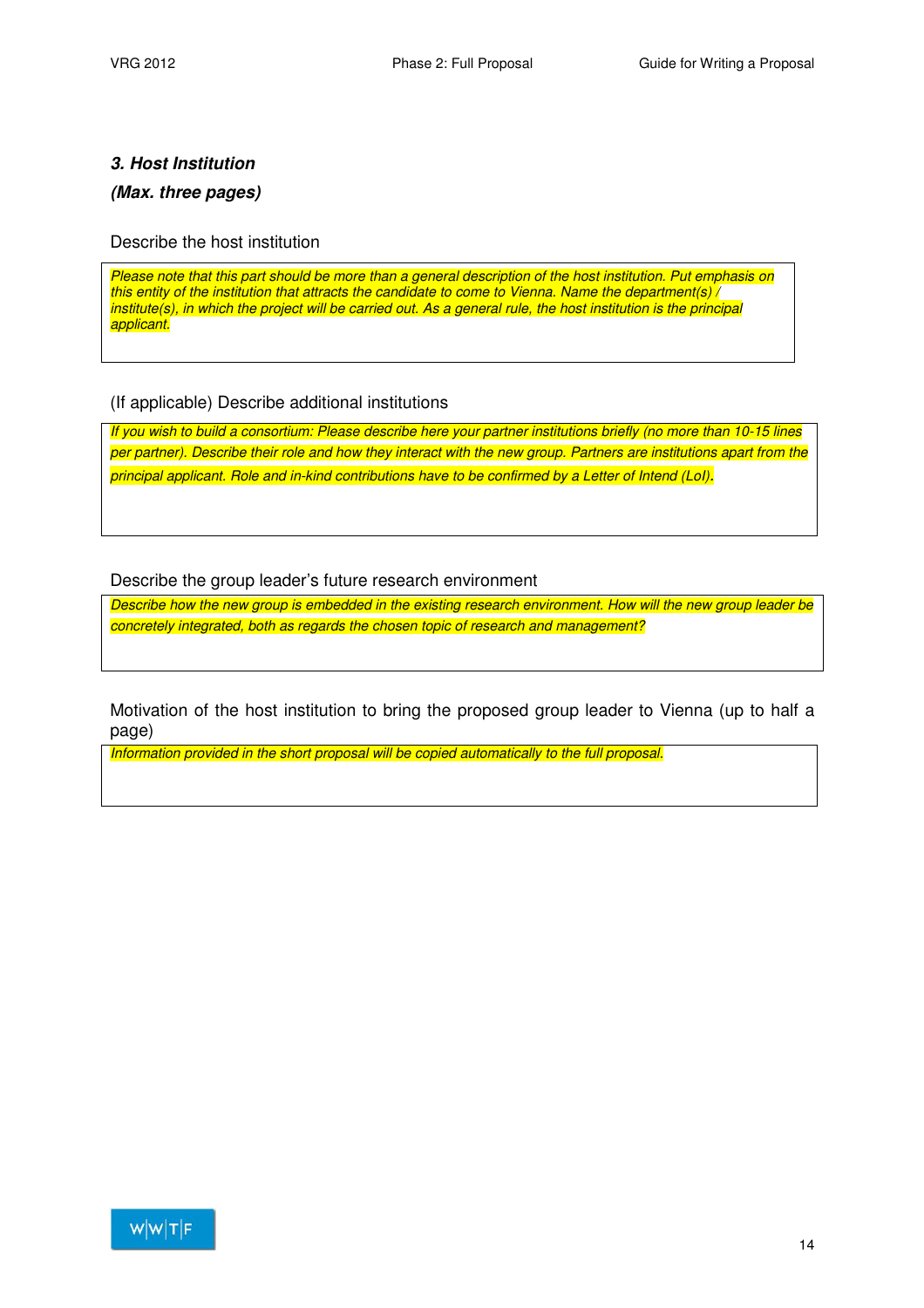### *3. Host Institution*

### *(Max. three pages)*

Describe the host institution

> *Please note that this part should be more than a general description of the host institution. Put emphasis on this entity of the institution that attracts the candidate to come to Vienna. Name the department(s) / institute(s), in which the project will be carried out. As a general rule, the host institution is the principal applicant.*

(If applicable) Describe additional institutions

> *If you wish to build a consortium: Please describe here your partner institutions briefly (no more than 10-15 lines per partner). Describe their role and how they interact with the new group. Partners are institutions apart from the principal applicant. Role and in-kind contributions have to be confirmed by a Letter of Intend (LoI).*

Describe the group leader's future research environment

> *Describe how the new group is embedded in the existing research environment. How will the new group leader be concretely integrated, both as regards the chosen topic of research and management?*

Motivation of the host institution to bring the proposed group leader to Vienna (up to half a page)

> *Information provided in the short proposal will be copied automatically to the full proposal.*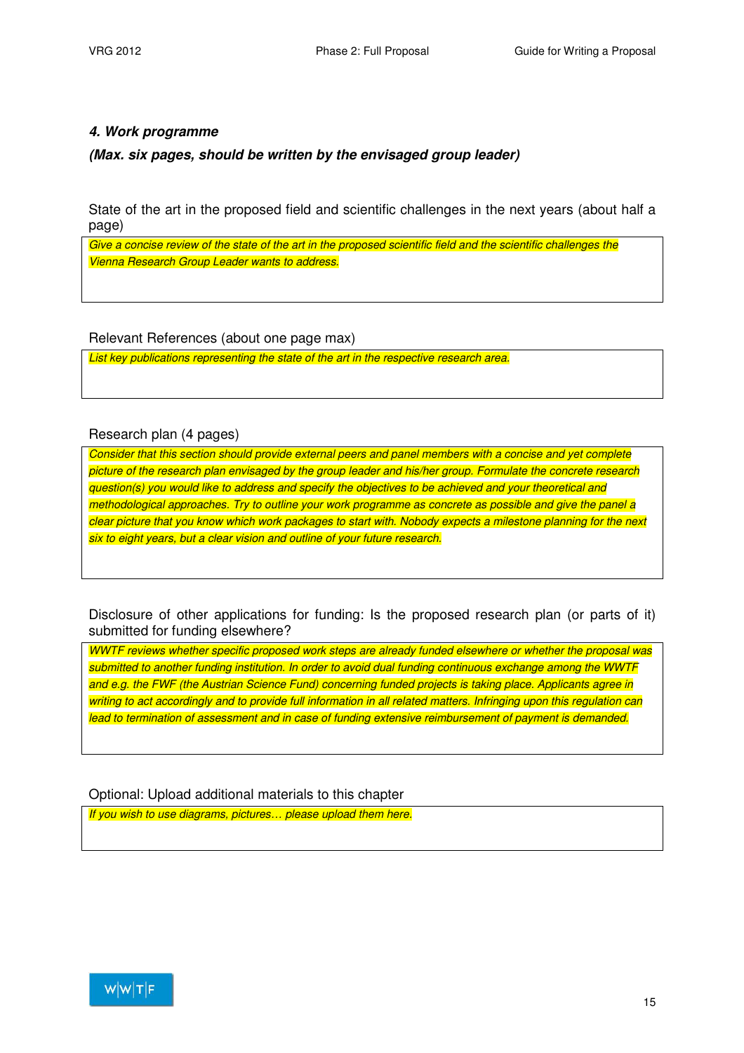#### *4. Work programme*

#### *(Max. six pages, should be written by the envisaged group leader)*

State of the art in the proposed field and scientific challenges in the next years (about half a page)

*Give a concise review of the state of the art in the proposed scientific field and the scientific challenges the Vienna Research Group Leader wants to address.*

Relevant References (about one page max)

*List key publications representing the state of the art in the respective research area.*

Research plan (4 pages)

*Consider that this section should provide external peers and panel members with a concise and yet complete picture of the research plan envisaged by the group leader and his/her group. Formulate the concrete research question(s) you would like to address and specify the objectives to be achieved and your theoretical and methodological approaches. Try to outline your work programme as concrete as possible and give the panel a clear picture that you know which work packages to start with. Nobody expects a milestone planning for the next six to eight years, but a clear vision and outline of your future research.*

Disclosure of other applications for funding: Is the proposed research plan (or parts of it) submitted for funding elsewhere?

*WWTF reviews whether specific proposed work steps are already funded elsewhere or whether the proposal was submitted to another funding institution. In order to avoid dual funding continuous exchange among the WWTF and e.g. the FWF (the Austrian Science Fund) concerning funded projects is taking place. Applicants agree in writing to act accordingly and to provide full information in all related matters. Infringing upon this regulation can lead to termination of assessment and in case of funding extensive reimbursement of payment is demanded.*

Optional: Upload additional materials to this chapter

*If you wish to use diagrams, pictures… please upload them here.*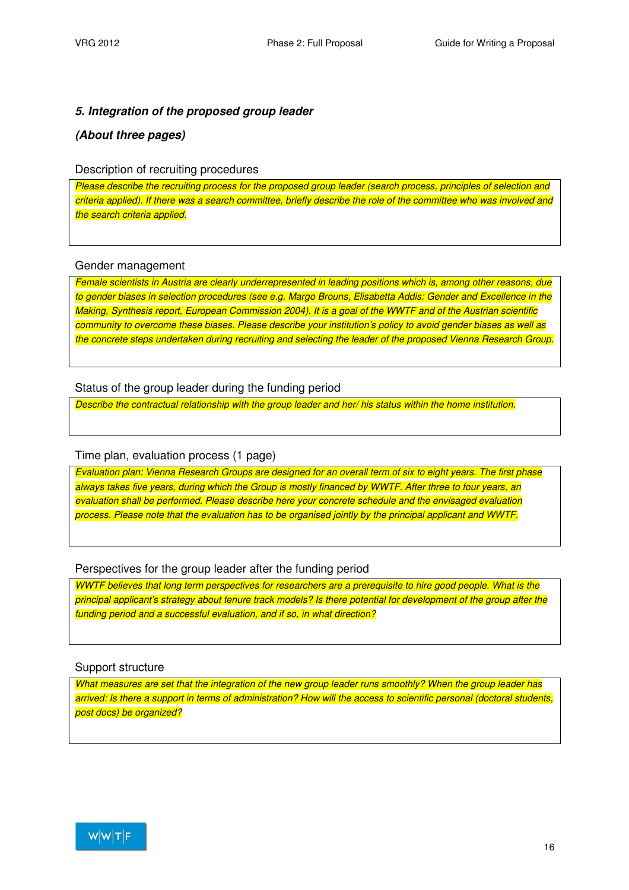### *5. Integration of the proposed group leader*

***(About three pages)***

Description of recruiting procedures

*Please describe the recruiting process for the proposed group leader (search process, principles of selection and criteria applied). If there was a search committee, briefly describe the role of the committee who was involved and the search criteria applied.*

Gender management

*Female scientists in Austria are clearly underrepresented in leading positions which is, among other reasons, due to gender biases in selection procedures (see e.g. Margo Brouns, Elisabetta Addis: Gender and Excellence in the Making, Synthesis report, European Commission 2004). It is a goal of the WWTF and of the Austrian scientific community to overcome these biases. Please describe your institution's policy to avoid gender biases as well as the concrete steps undertaken during recruiting and selecting the leader of the proposed Vienna Research Group.*

Status of the group leader during the funding period

*Describe the contractual relationship with the group leader and her/ his status within the home institution.*

Time plan, evaluation process (1 page)

*Evaluation plan: Vienna Research Groups are designed for an overall term of six to eight years. The first phase always takes five years, during which the Group is mostly financed by WWTF. After three to four years, an evaluation shall be performed. Please describe here your concrete schedule and the envisaged evaluation process. Please note that the evaluation has to be organised jointly by the principal applicant and WWTF.*

Perspectives for the group leader after the funding period

*WWTF believes that long term perspectives for researchers are a prerequisite to hire good people. What is the principal applicant's strategy about tenure track models? Is there potential for development of the group after the funding period and a successful evaluation, and if so, in what direction?*

Support structure

*What measures are set that the integration of the new group leader runs smoothly? When the group leader has arrived: Is there a support in terms of administration? How will the access to scientific personal (doctoral students, post docs) be organized?*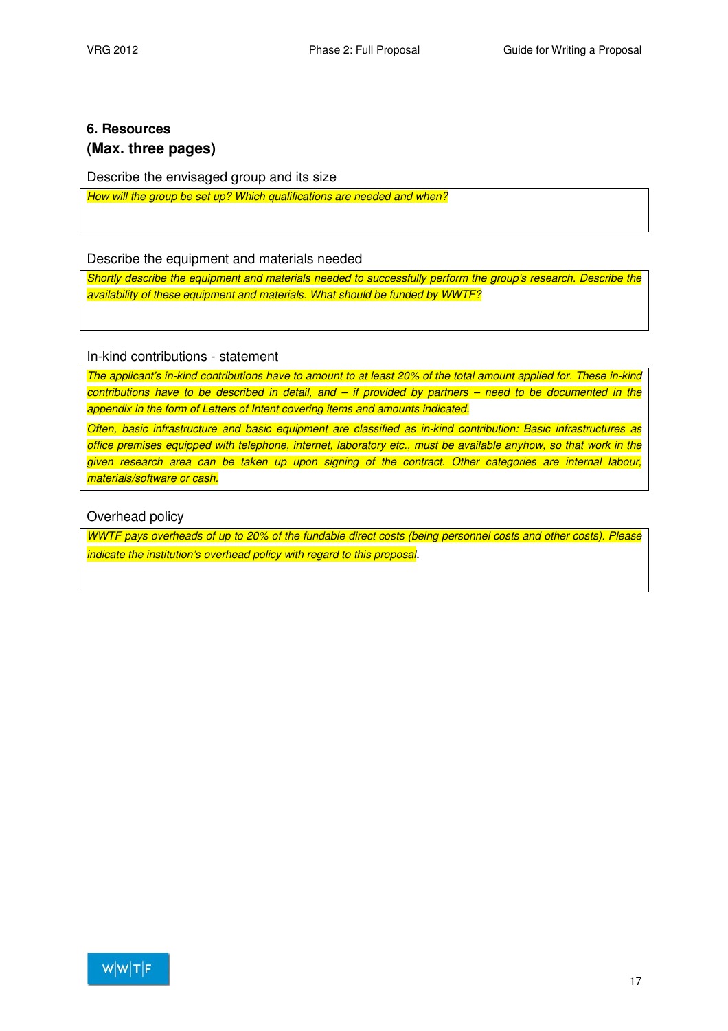## 6. Resources
### (Max. three pages)

Describe the envisaged group and its size

*How will the group be set up? Which qualifications are needed and when?*

Describe the equipment and materials needed

*Shortly describe the equipment and materials needed to successfully perform the group's research. Describe the availability of these equipment and materials. What should be funded by WWTF?*

In-kind contributions - statement

*The applicant's in-kind contributions have to amount to at least 20% of the total amount applied for. These in-kind contributions have to be described in detail, and – if provided by partners – need to be documented in the appendix in the form of Letters of Intent covering items and amounts indicated.*

*Often, basic infrastructure and basic equipment are classified as in-kind contribution: Basic infrastructures as office premises equipped with telephone, internet, laboratory etc., must be available anyhow, so that work in the given research area can be taken up upon signing of the contract. Other categories are internal labour, materials/software or cash.*

Overhead policy

*WWTF pays overheads of up to 20% of the fundable direct costs (being personnel costs and other costs). Please indicate the institution's overhead policy with regard to this proposal*.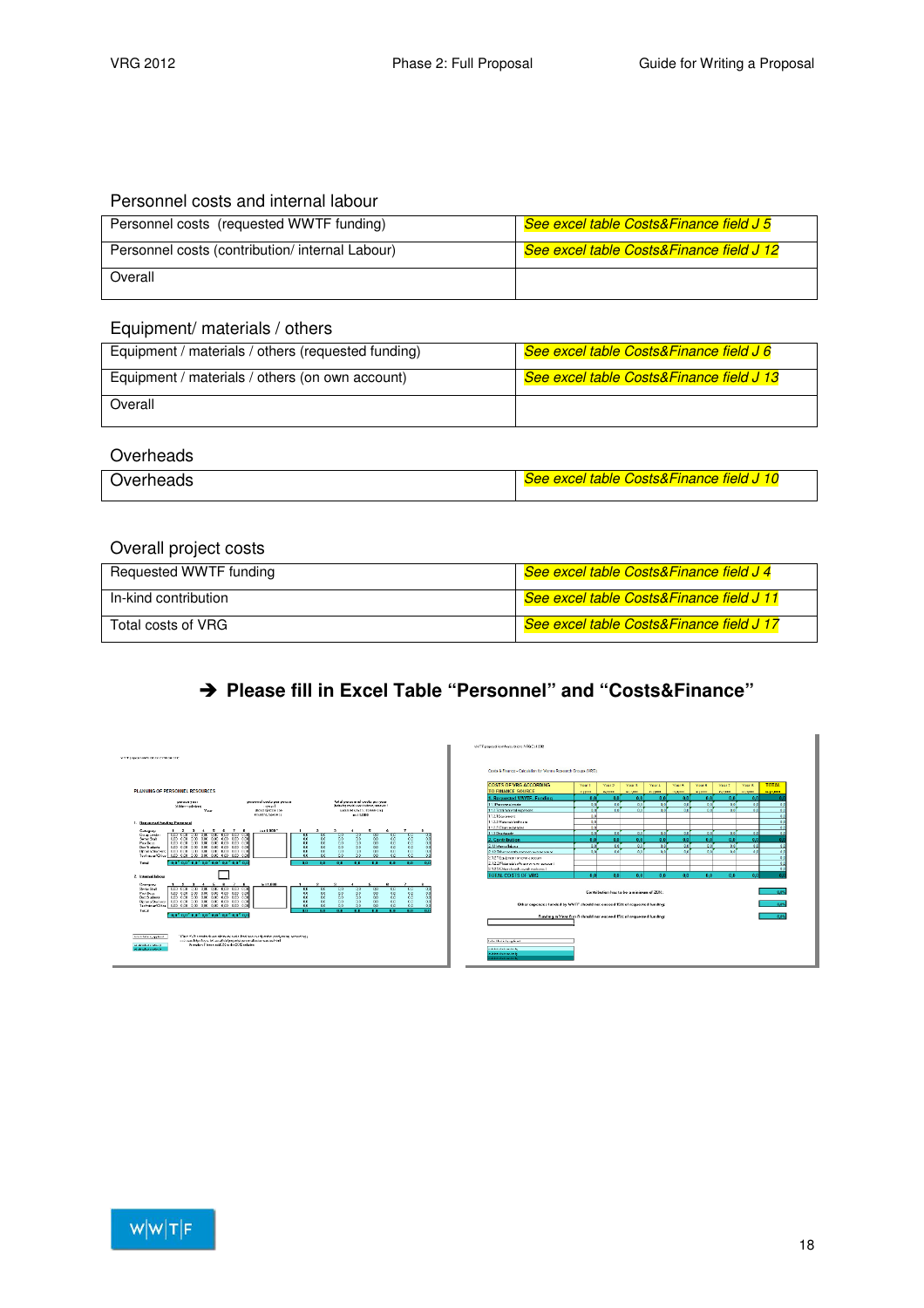## Personnel costs and internal labour

| | |
|---|---|
| Personnel costs (requested WWTF funding) | *See excel table Costs&Finance field J 5* |
| Personnel costs (contribution/ internal Labour) | *See excel table Costs&Finance field J 12* |
| Overall | |

## Equipment/ materials / others

| | |
|---|---|
| Equipment / materials / others (requested funding) | *See excel table Costs&Finance field J 6* |
| Equipment / materials / others (on own account) | *See excel table Costs&Finance field J 13* |
| Overall | |

## Overheads

| | |
|---|---|
| Overheads | *See excel table Costs&Finance field J 10* |

## Overall project costs

| | |
|---|---|
| Requested WWTF funding | *See excel table Costs&Finance field J 4* |
| In-kind contribution | *See excel table Costs&Finance field J 11* |
| Total costs of VRG | *See excel table Costs&Finance field J 17* |

➔ **Please fill in Excel Table "Personnel" and "Costs&Finance"**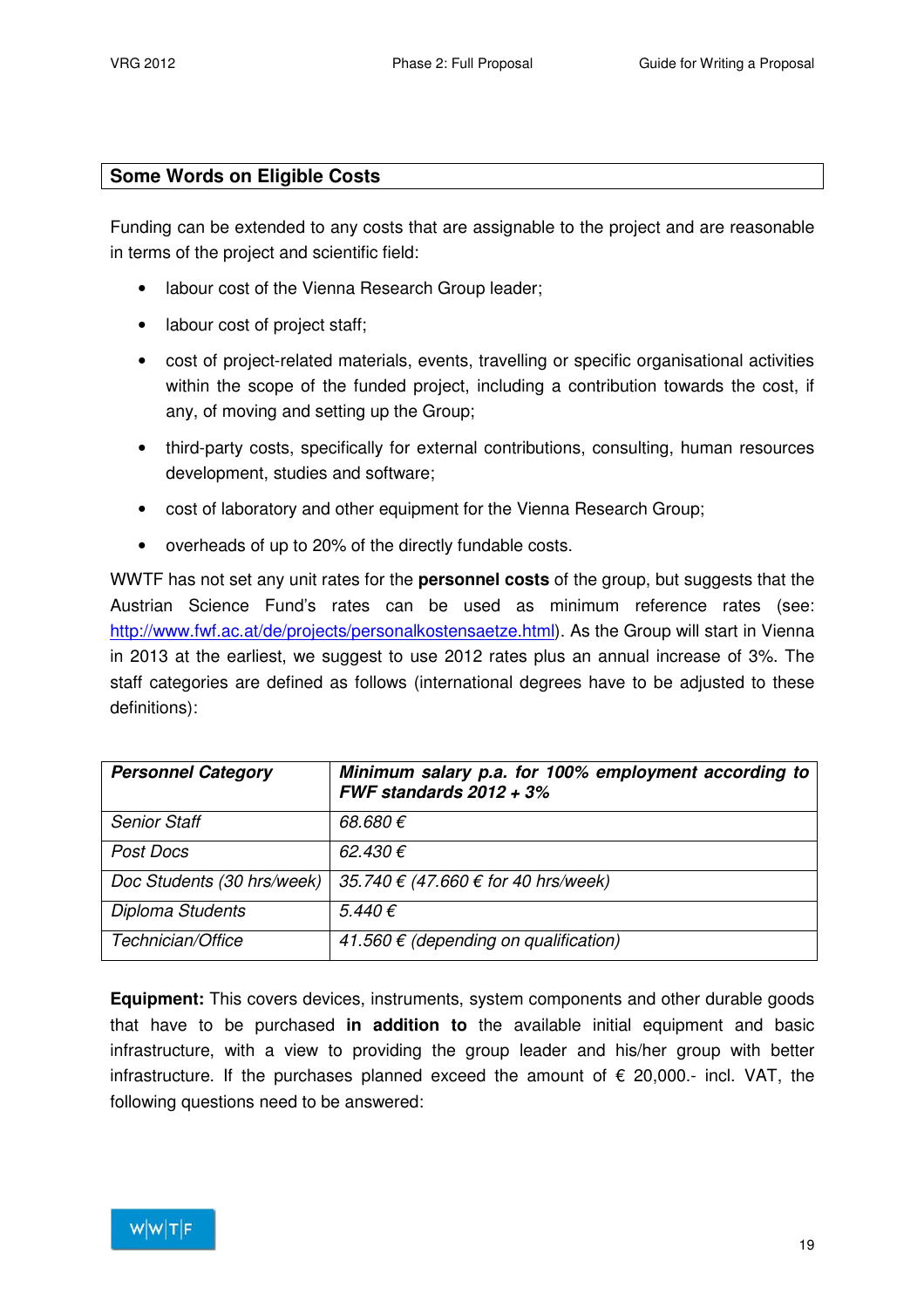## Some Words on Eligible Costs

Funding can be extended to any costs that are assignable to the project and are reasonable in terms of the project and scientific field:

- labour cost of the Vienna Research Group leader;
- labour cost of project staff;
- cost of project-related materials, events, travelling or specific organisational activities within the scope of the funded project, including a contribution towards the cost, if any, of moving and setting up the Group;
- third-party costs, specifically for external contributions, consulting, human resources development, studies and software;
- cost of laboratory and other equipment for the Vienna Research Group;
- overheads of up to 20% of the directly fundable costs.

WWTF has not set any unit rates for the **personnel costs** of the group, but suggests that the Austrian Science Fund's rates can be used as minimum reference rates (see: http://www.fwf.ac.at/de/projects/personalkostensaetze.html). As the Group will start in Vienna in 2013 at the earliest, we suggest to use 2012 rates plus an annual increase of 3%. The staff categories are defined as follows (international degrees have to be adjusted to these definitions):

| ***Personnel Category*** | ***Minimum salary p.a. for 100% employment according to FWF standards 2012 + 3%*** |
|---|---|
| *Senior Staff* | *68.680 €* |
| *Post Docs* | *62.430 €* |
| *Doc Students (30 hrs/week)* | *35.740 € (47.660 € for 40 hrs/week)* |
| *Diploma Students* | *5.440 €* |
| *Technician/Office* | *41.560 € (depending on qualification)* |

**Equipment:** This covers devices, instruments, system components and other durable goods that have to be purchased **in addition to** the available initial equipment and basic infrastructure, with a view to providing the group leader and his/her group with better infrastructure. If the purchases planned exceed the amount of € 20,000.- incl. VAT, the following questions need to be answered: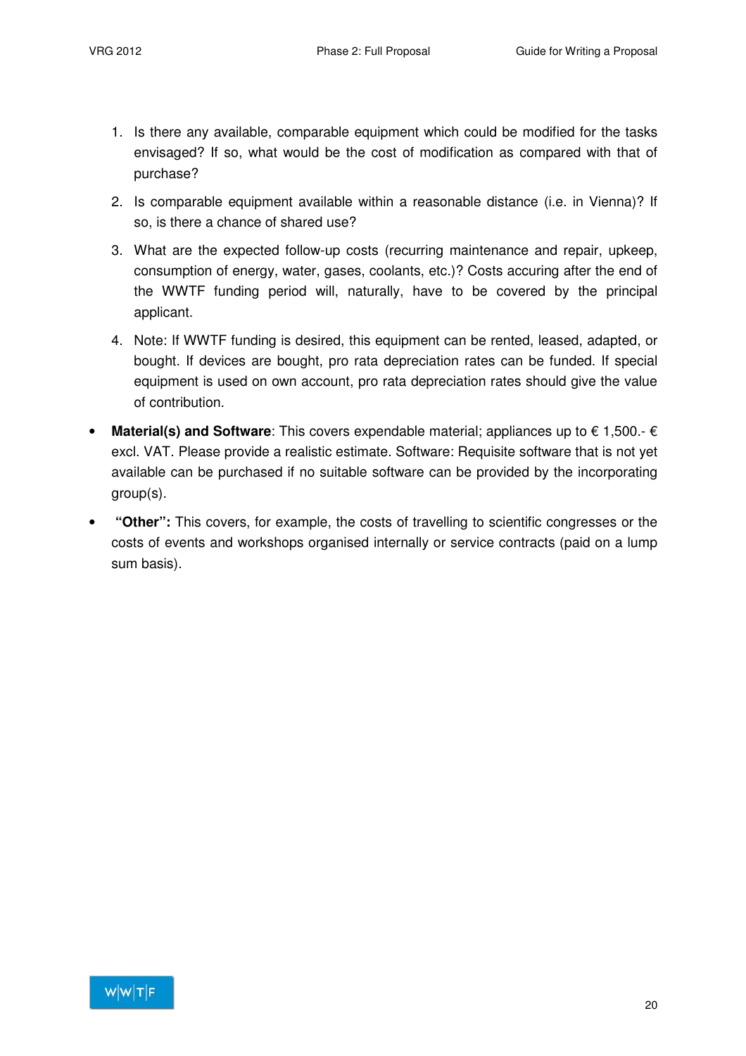1. Is there any available, comparable equipment which could be modified for the tasks envisaged? If so, what would be the cost of modification as compared with that of purchase?
2. Is comparable equipment available within a reasonable distance (i.e. in Vienna)? If so, is there a chance of shared use?
3. What are the expected follow-up costs (recurring maintenance and repair, upkeep, consumption of energy, water, gases, coolants, etc.)? Costs accuring after the end of the WWTF funding period will, naturally, have to be covered by the principal applicant.
4. Note: If WWTF funding is desired, this equipment can be rented, leased, adapted, or bought. If devices are bought, pro rata depreciation rates can be funded. If special equipment is used on own account, pro rata depreciation rates should give the value of contribution.

- **Material(s) and Software**: This covers expendable material; appliances up to € 1,500.- € excl. VAT. Please provide a realistic estimate. Software: Requisite software that is not yet available can be purchased if no suitable software can be provided by the incorporating group(s).
- **"Other":** This covers, for example, the costs of travelling to scientific congresses or the costs of events and workshops organised internally or service contracts (paid on a lump sum basis).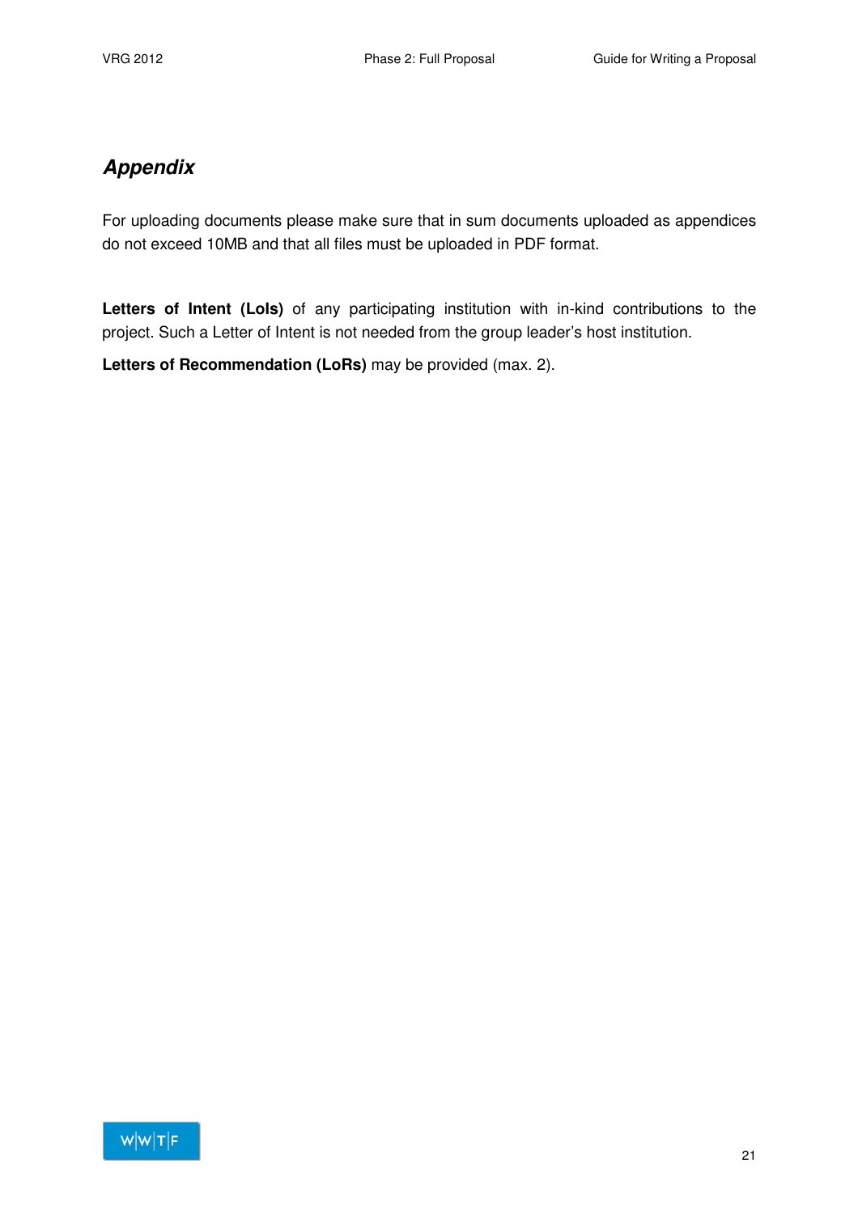## ***Appendix***

For uploading documents please make sure that in sum documents uploaded as appendices do not exceed 10MB and that all files must be uploaded in PDF format.

**Letters of Intent (LoIs)** of any participating institution with in-kind contributions to the project. Such a Letter of Intent is not needed from the group leader's host institution.

**Letters of Recommendation (LoRs)** may be provided (max. 2).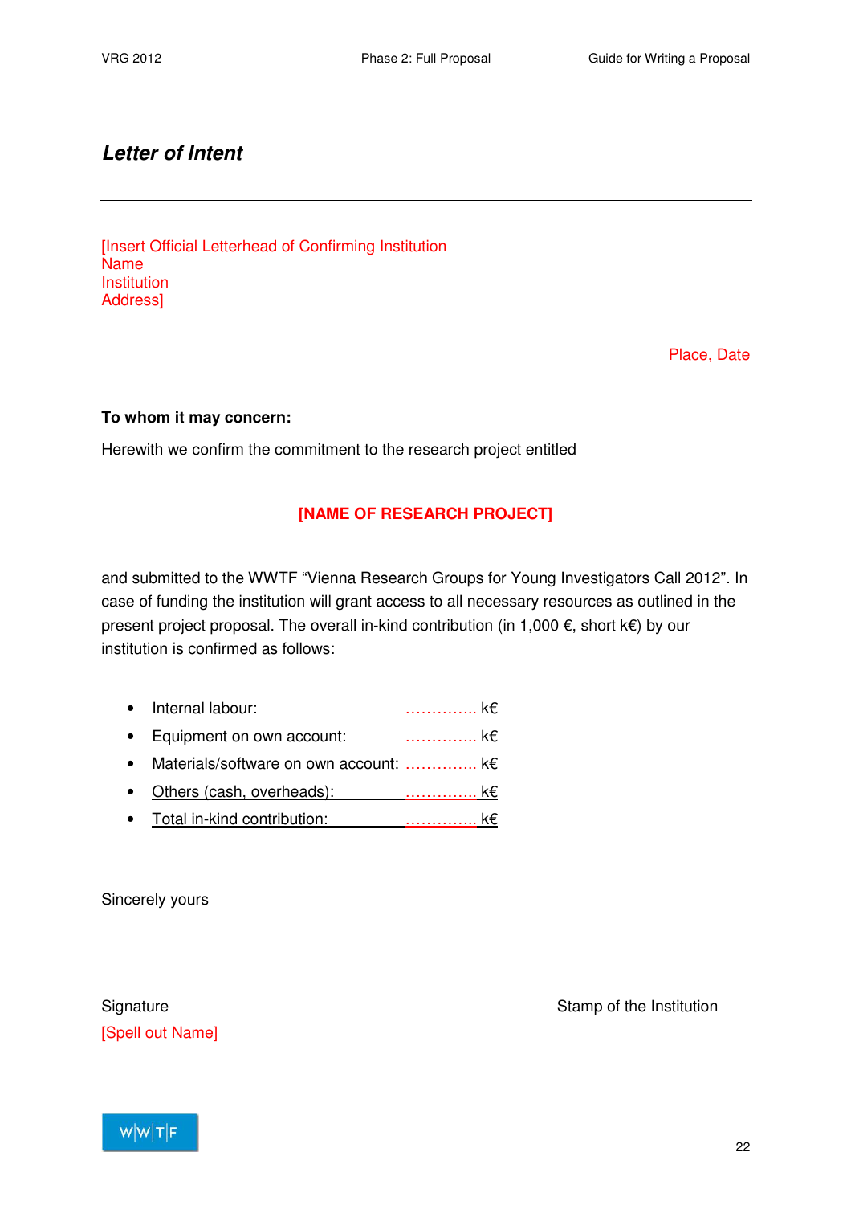## *Letter of Intent*

---

[Insert Official Letterhead of Confirming Institution
Name
Institution
Address]

Place, Date

**To whom it may concern:**

Herewith we confirm the commitment to the research project entitled

**[NAME OF RESEARCH PROJECT]**

and submitted to the WWTF "Vienna Research Groups for Young Investigators Call 2012". In case of funding the institution will grant access to all necessary resources as outlined in the present project proposal. The overall in-kind contribution (in 1,000 €, short k€) by our institution is confirmed as follows:

- Internal labour: ………….. k€
- Equipment on own account: ………….. k€
- Materials/software on own account: ………….. k€
- Others (cash, overheads): ………….. k€
- Total in-kind contribution: ………….. k€

Sincerely yours

Signature
[Spell out Name]

Stamp of the Institution